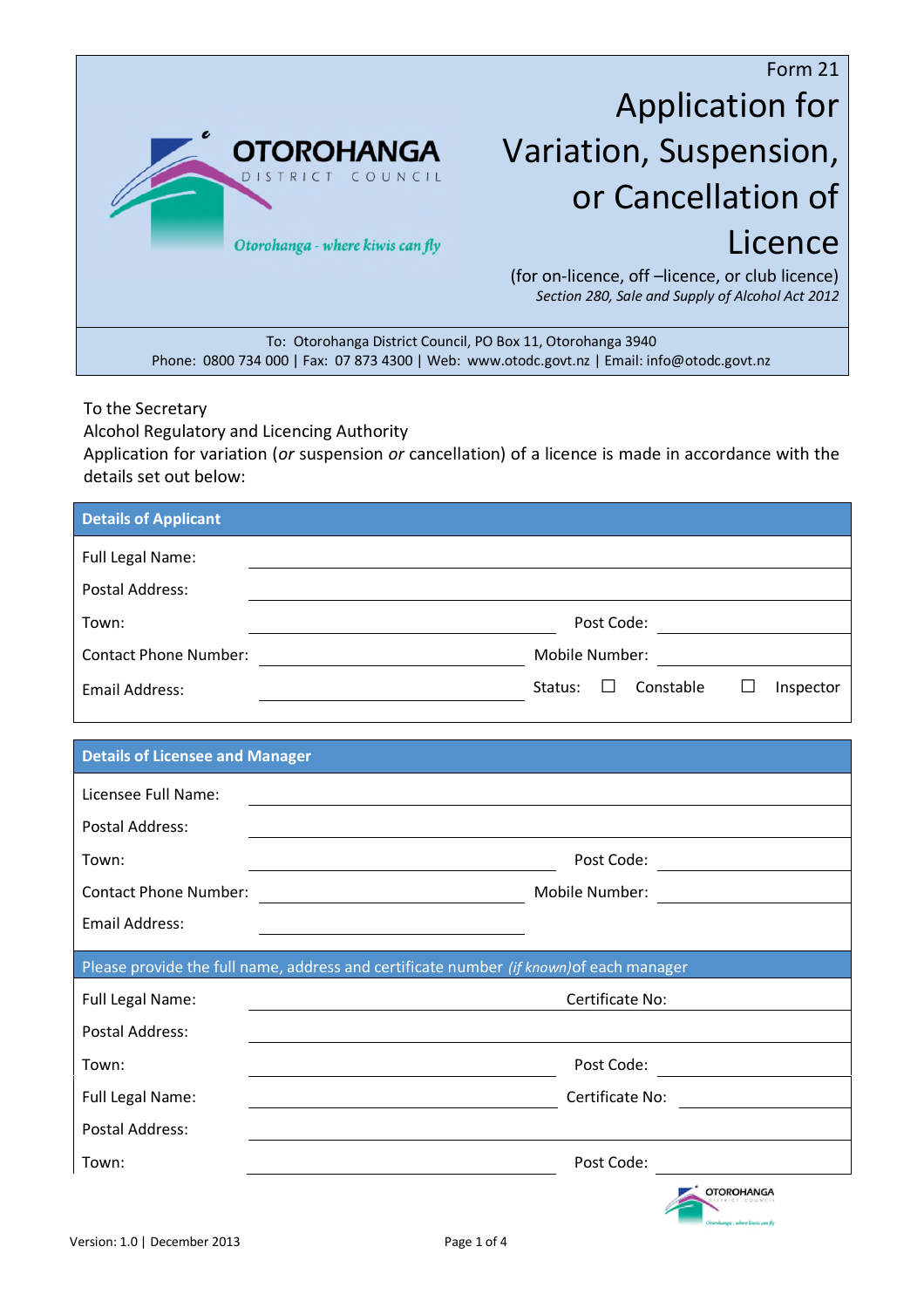Form 21

# Application for Variation, Suspension, or Cancellation of Licence

(for on-licence, off –licence, or club licence)
*Section 280, Sale and Supply of Alcohol Act 2012*

To: Otorohanga District Council, PO Box 11, Otorohanga 3940
Phone: 0800 734 000 | Fax: 07 873 4300 | Web: www.otodc.govt.nz | Email: info@otodc.govt.nz

To the Secretary
Alcohol Regulatory and Licencing Authority
Application for variation (*or* suspension *or* cancellation) of a licence is made in accordance with the details set out below:

## Details of Applicant

Full Legal Name: ____________________

Postal Address: ____________________

Town: ____________________ Post Code: ____________

Contact Phone Number: ____________________ Mobile Number: ____________

Email Address: ____________________ Status: ☐ Constable ☐ Inspector

## Details of Licensee and Manager

Licensee Full Name: ____________________

Postal Address: ____________________

Town: ____________________ Post Code: ____________

Contact Phone Number: ____________________ Mobile Number: ____________

Email Address: ____________________

Please provide the full name, address and certificate number *(if known)* of each manager

Full Legal Name: ____________________ Certificate No: ____________

Postal Address: ____________________

Town: ____________________ Post Code: ____________

Full Legal Name: ____________________ Certificate No: ____________

Postal Address: ____________________

Town: ____________________ Post Code: ____________

Version: 1.0 | December 2013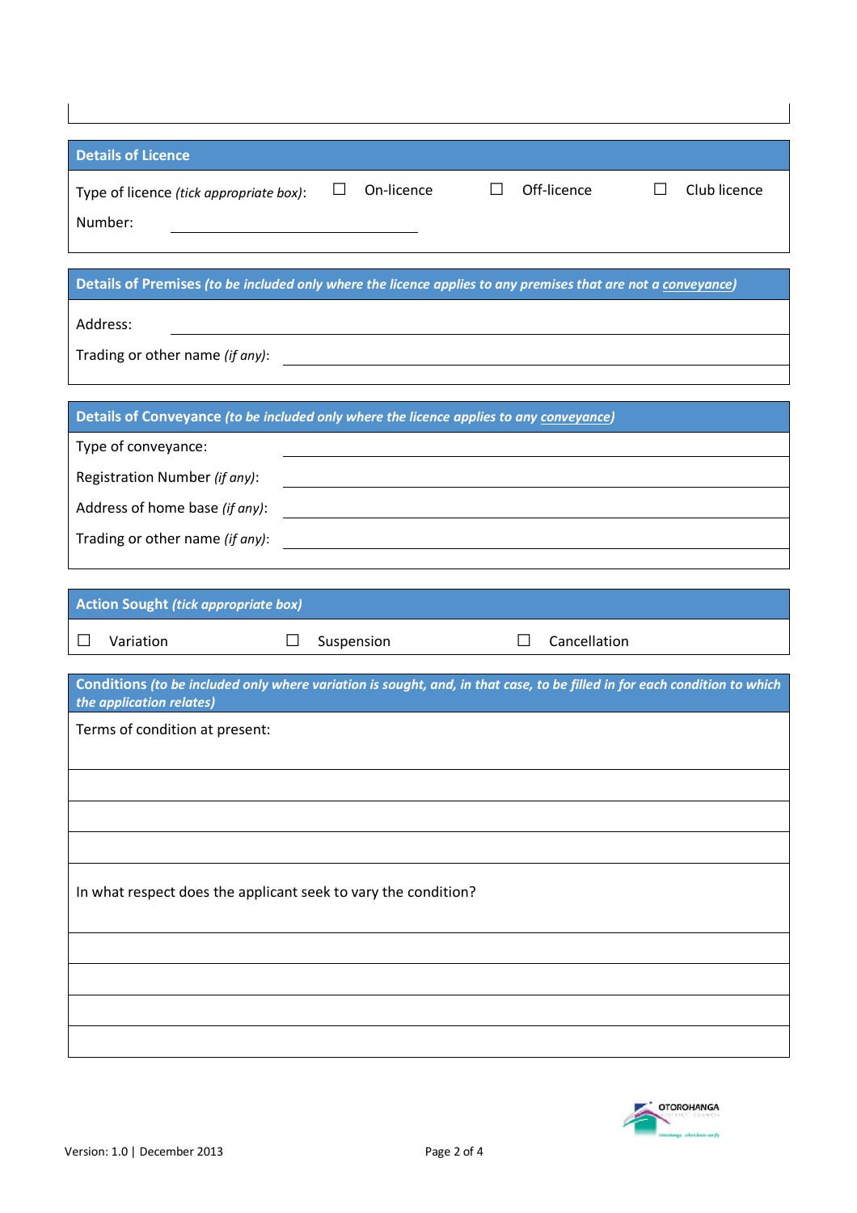## Details of Licence

Type of licence *(tick appropriate box)*: ☐ On-licence ☐ Off-licence ☐ Club licence

Number: ______________________________

## Details of Premises *(to be included only where the licence applies to any premises that are not a conveyance)*

Address: ______________________________

Trading or other name *(if any)*: ______________________________

## Details of Conveyance *(to be included only where the licence applies to any conveyance)*

Type of conveyance: ______________________________

Registration Number *(if any)*: ______________________________

Address of home base *(if any)*: ______________________________

Trading or other name *(if any)*: ______________________________

## Action Sought *(tick appropriate box)*

☐ Variation ☐ Suspension ☐ Cancellation

## Conditions *(to be included only where variation is sought, and, in that case, to be filled in for each condition to which the application relates)*

Terms of condition at present:

______________________________

______________________________

______________________________

In what respect does the applicant seek to vary the condition?

______________________________

______________________________

______________________________

______________________________

Version: 1.0 | December 2013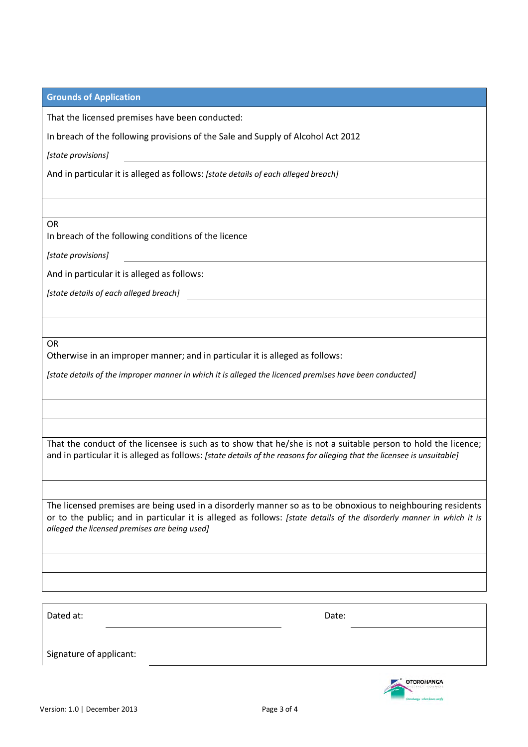## Grounds of Application

That the licensed premises have been conducted:

In breach of the following provisions of the Sale and Supply of Alcohol Act 2012

*[state provisions]* \_\_\_\_\_\_\_\_\_\_\_\_\_\_\_\_\_\_\_\_\_\_\_\_\_\_\_\_\_\_\_\_\_\_\_\_\_\_\_\_

And in particular it is alleged as follows: *[state details of each alleged breach]*

OR
In breach of the following conditions of the licence

*[state provisions]* \_\_\_\_\_\_\_\_\_\_\_\_\_\_\_\_\_\_\_\_\_\_\_\_\_\_\_\_\_\_\_\_\_\_\_\_\_\_\_\_

And in particular it is alleged as follows:

*[state details of each alleged breach]* \_\_\_\_\_\_\_\_\_\_\_\_\_\_\_\_\_\_\_\_\_\_\_\_\_\_\_\_\_\_\_\_\_\_\_\_\_\_\_\_

OR
Otherwise in an improper manner; and in particular it is alleged as follows:

*[state details of the improper manner in which it is alleged the licenced premises have been conducted]*

That the conduct of the licensee is such as to show that he/she is not a suitable person to hold the licence; and in particular it is alleged as follows: *[state details of the reasons for alleging that the licensee is unsuitable]*

The licensed premises are being used in a disorderly manner so as to be obnoxious to neighbouring residents or to the public; and in particular it is alleged as follows: *[state details of the disorderly manner in which it is alleged the licensed premises are being used]*

Dated at: \_\_\_\_\_\_\_\_\_\_\_\_\_\_\_\_\_\_\_\_ Date: \_\_\_\_\_\_\_\_\_\_\_\_\_\_\_\_\_\_\_\_

Signature of applicant: \_\_\_\_\_\_\_\_\_\_\_\_\_\_\_\_\_\_\_\_\_\_\_\_\_\_\_\_\_\_\_\_\_\_\_\_\_\_\_\_

Version: 1.0 | December 2013